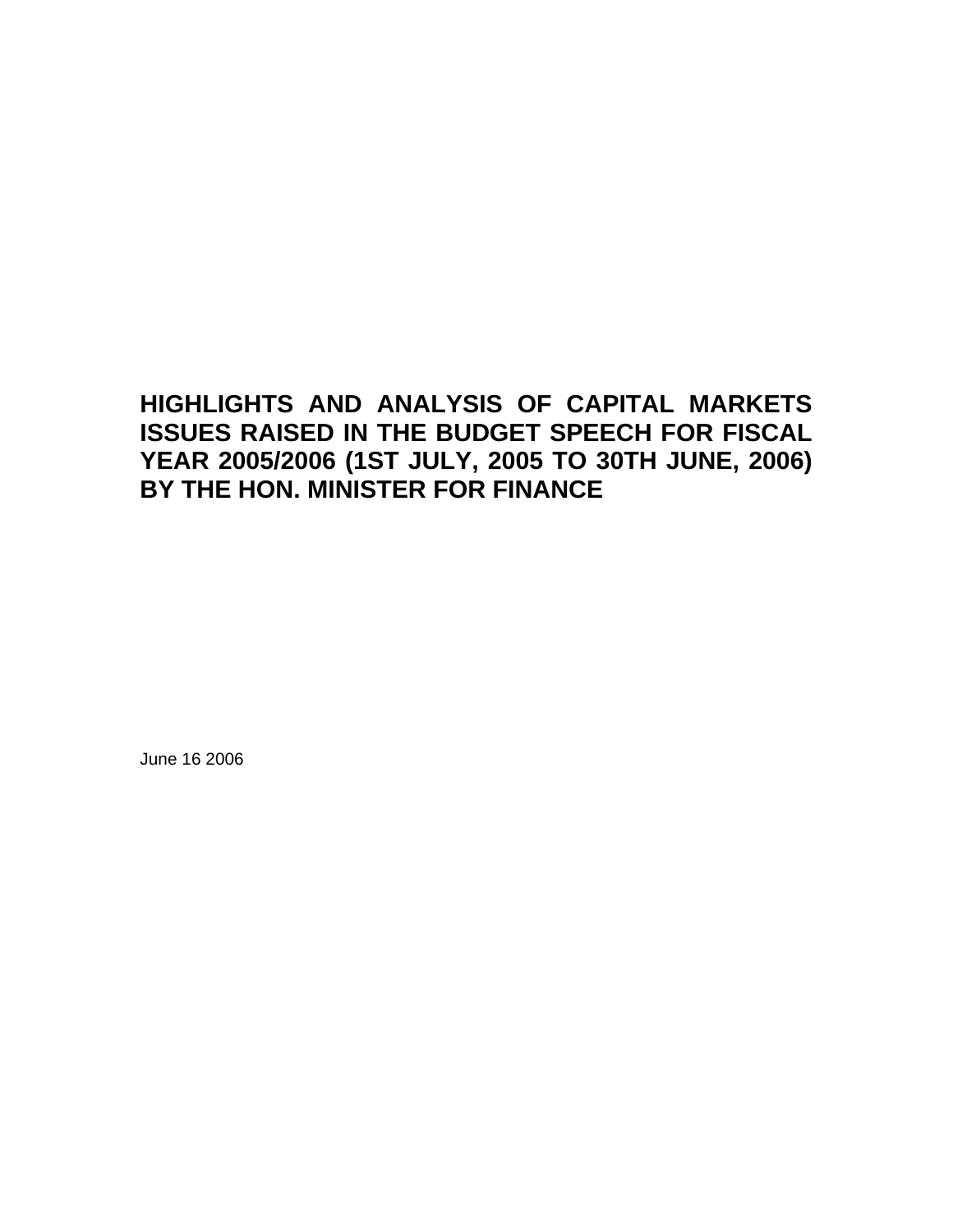# HIGHLIGHTS AND ANALYSIS OF CAPITAL MARKETS ISSUES RAISED IN THE BUDGET SPEECH FOR FISCAL YEAR 2005/2006 (1ST JULY, 2005 TO 30TH JUNE, 2006) BY THE HON. MINISTER FOR FINANCE

June 16 2006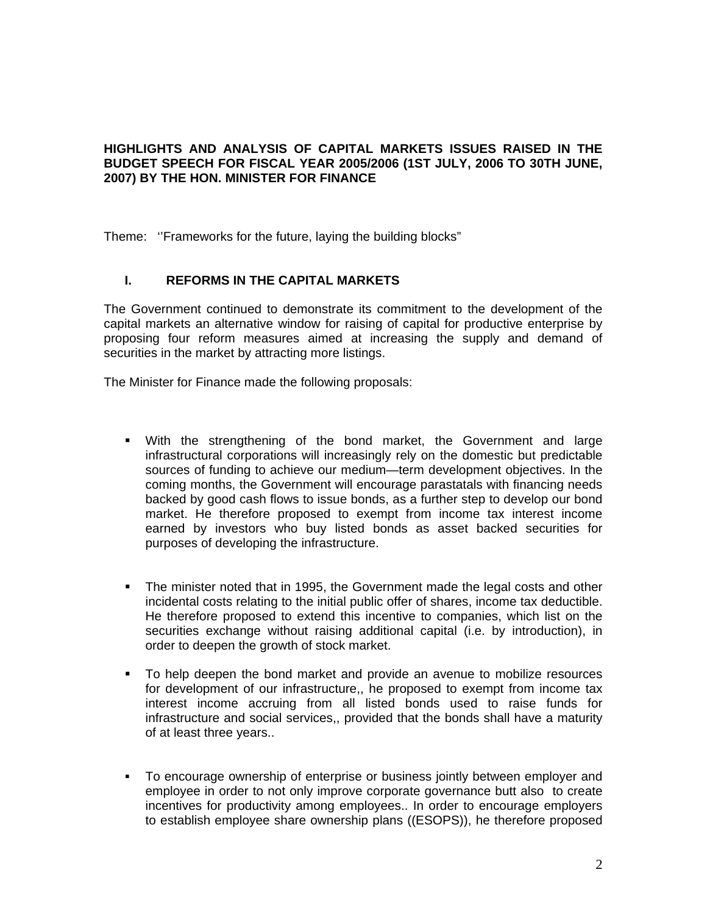**HIGHLIGHTS AND ANALYSIS OF CAPITAL MARKETS ISSUES RAISED IN THE BUDGET SPEECH FOR FISCAL YEAR 2005/2006 (1ST JULY, 2006 TO 30TH JUNE, 2007) BY THE HON. MINISTER FOR FINANCE**

Theme: ‘’Frameworks for the future, laying the building blocks”

## I. REFORMS IN THE CAPITAL MARKETS

The Government continued to demonstrate its commitment to the development of the capital markets an alternative window for raising of capital for productive enterprise by proposing four reform measures aimed at increasing the supply and demand of securities in the market by attracting more listings.

The Minister for Finance made the following proposals:

- With the strengthening of the bond market, the Government and large infrastructural corporations will increasingly rely on the domestic but predictable sources of funding to achieve our medium—term development objectives. In the coming months, the Government will encourage parastatals with financing needs backed by good cash flows to issue bonds, as a further step to develop our bond market. He therefore proposed to exempt from income tax interest income earned by investors who buy listed bonds as asset backed securities for purposes of developing the infrastructure.

- The minister noted that in 1995, the Government made the legal costs and other incidental costs relating to the initial public offer of shares, income tax deductible. He therefore proposed to extend this incentive to companies, which list on the securities exchange without raising additional capital (i.e. by introduction), in order to deepen the growth of stock market.

- To help deepen the bond market and provide an avenue to mobilize resources for development of our infrastructure,, he proposed to exempt from income tax interest income accruing from all listed bonds used to raise funds for infrastructure and social services,, provided that the bonds shall have a maturity of at least three years..

- To encourage ownership of enterprise or business jointly between employer and employee in order to not only improve corporate governance butt also to create incentives for productivity among employees.. In order to encourage employers to establish employee share ownership plans ((ESOPS)), he therefore proposed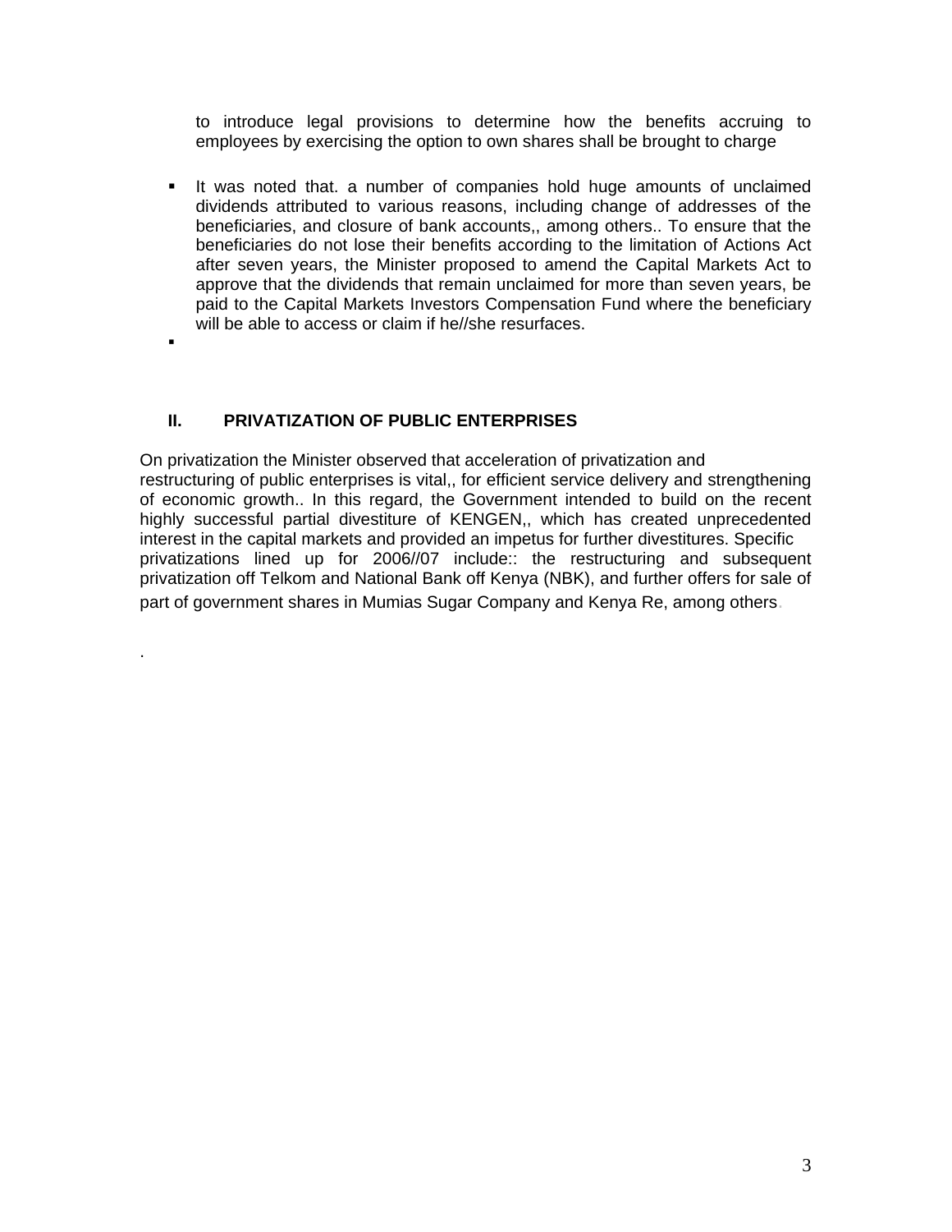to introduce legal provisions to determine how the benefits accruing to employees by exercising the option to own shares shall be brought to charge

- It was noted that. a number of companies hold huge amounts of unclaimed dividends attributed to various reasons, including change of addresses of the beneficiaries, and closure of bank accounts,, among others.. To ensure that the beneficiaries do not lose their benefits according to the limitation of Actions Act after seven years, the Minister proposed to amend the Capital Markets Act to approve that the dividends that remain unclaimed for more than seven years, be paid to the Capital Markets Investors Compensation Fund where the beneficiary will be able to access or claim if he//she resurfaces.
-

## II. PRIVATIZATION OF PUBLIC ENTERPRISES

On privatization the Minister observed that acceleration of privatization and restructuring of public enterprises is vital,, for efficient service delivery and strengthening of economic growth.. In this regard, the Government intended to build on the recent highly successful partial divestiture of KENGEN,, which has created unprecedented interest in the capital markets and provided an impetus for further divestitures. Specific privatizations lined up for 2006//07 include:: the restructuring and subsequent privatization off Telkom and National Bank off Kenya (NBK), and further offers for sale of part of government shares in Mumias Sugar Company and Kenya Re, among others.

.